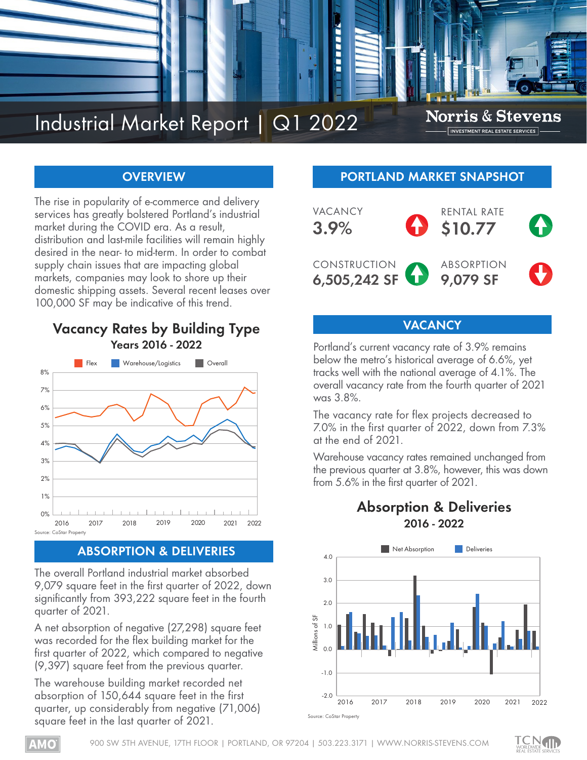# Industrial Market Report | Q1 2022

Norris & Stevens
INVESTMENT REAL ESTATE SERVICES

## OVERVIEW

The rise in popularity of e-commerce and delivery services has greatly bolstered Portland's industrial market during the COVID era. As a result, distribution and last-mile facilities will remain highly desired in the near- to mid-term. In order to combat supply chain issues that are impacting global markets, companies may look to shore up their domestic shipping assets. Several recent leases over 100,000 SF may be indicative of this trend.

### Vacancy Rates by Building Type

**Years 2016 - 2022**

Source: CoStar Property

## ABSORPTION & DELIVERIES

The overall Portland industrial market absorbed 9,079 square feet in the first quarter of 2022, down significantly from 393,222 square feet in the fourth quarter of 2021.

A net absorption of negative (27,298) square feet was recorded for the flex building market for the first quarter of 2022, which compared to negative (9,397) square feet from the previous quarter.

The warehouse building market recorded net absorption of 150,644 square feet in the first quarter, up considerably from negative (71,006) square feet in the last quarter of 2021.

## PORTLAND MARKET SNAPSHOT

| Metric | Value | Trend |
|---|---|---|
| VACANCY | 3.9% | Up |
| RENTAL RATE | $10.77 | Up |
| CONSTRUCTION | 6,505,242 SF | Up |
| ABSORPTION | 9,079 SF | Down |

## VACANCY

Portland's current vacancy rate of 3.9% remains below the metro's historical average of 6.6%, yet tracks well with the national average of 4.1%. The overall vacancy rate from the fourth quarter of 2021 was 3.8%.

The vacancy rate for flex projects decreased to 7.0% in the first quarter of 2022, down from 7.3% at the end of 2021.

Warehouse vacancy rates remained unchanged from the previous quarter at 3.8%, however, this was down from 5.6% in the first quarter of 2021.

### Absorption & Deliveries

**2016 - 2022**

Source: CoStar Property

900 SW 5TH AVENUE, 17TH FLOOR | PORTLAND, OR 97204 | 503.223.3171 | WWW.NORRIS-STEVENS.COM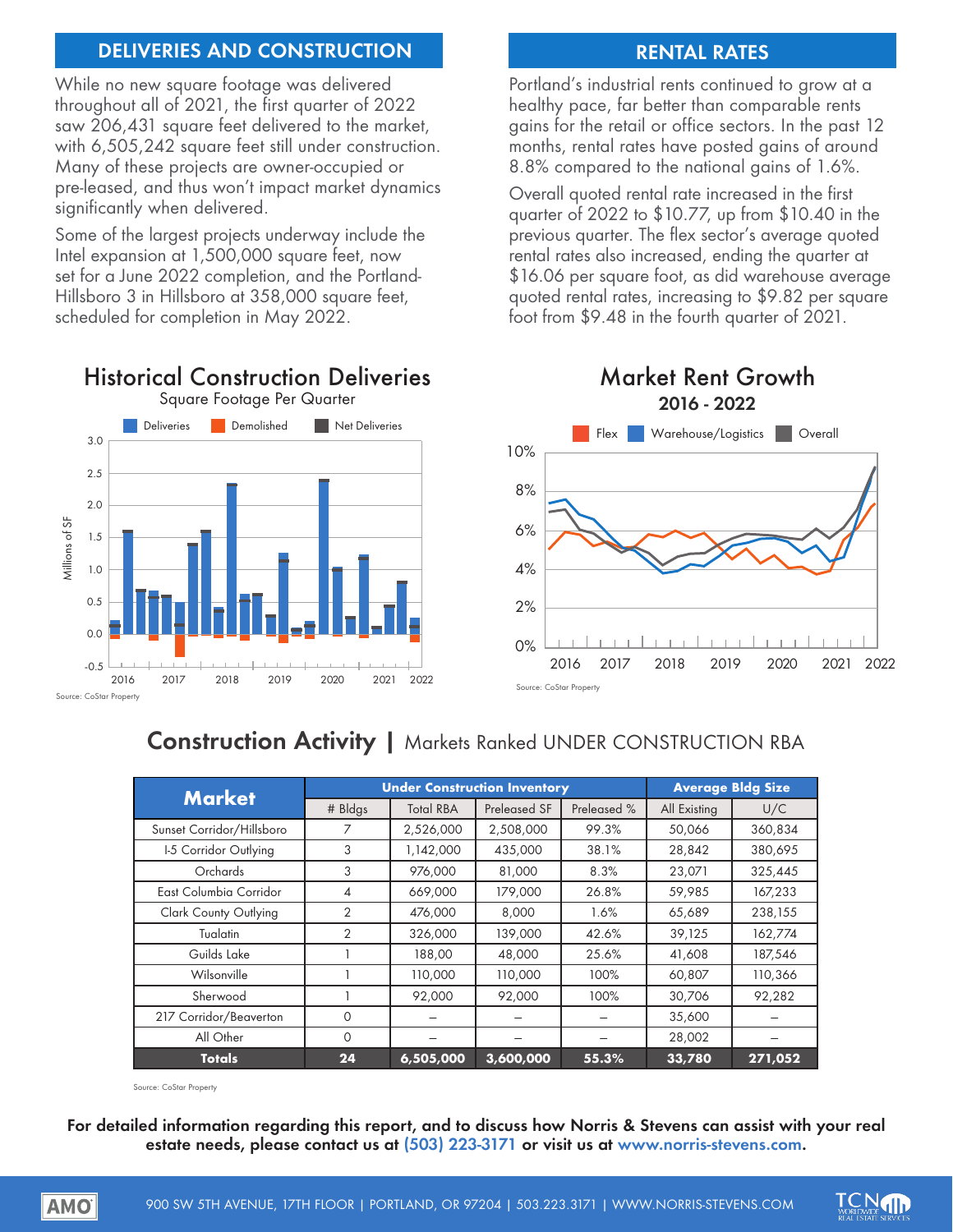## DELIVERIES AND CONSTRUCTION

While no new square footage was delivered throughout all of 2021, the first quarter of 2022 saw 206,431 square feet delivered to the market, with 6,505,242 square feet still under construction. Many of these projects are owner-occupied or pre-leased, and thus won't impact market dynamics significantly when delivered.

Some of the largest projects underway include the Intel expansion at 1,500,000 square feet, now set for a June 2022 completion, and the Portland-Hillsboro 3 in Hillsboro at 358,000 square feet, scheduled for completion in May 2022.

## RENTAL RATES

Portland's industrial rents continued to grow at a healthy pace, far better than comparable rents gains for the retail or office sectors. In the past 12 months, rental rates have posted gains of around 8.8% compared to the national gains of 1.6%.

Overall quoted rental rate increased in the first quarter of 2022 to $10.77, up from $10.40 in the previous quarter. The flex sector's average quoted rental rates also increased, ending the quarter at $16.06 per square foot, as did warehouse average quoted rental rates, increasing to $9.82 per square foot from $9.48 in the fourth quarter of 2021.

### Historical Construction Deliveries

Square Footage Per Quarter

Deliveries | Demolished | Net Deliveries

Millions of SF

3.0
2.5
2.0
1.5
1.0
0.5
0.0
-0.5

2016 2017 2018 2019 2020 2021 2022

Source: CoStar Property

### Market Rent Growth

2016 - 2022

Flex | Warehouse/Logistics | Overall

10%
8%
6%
4%
2%
0%

2016 2017 2018 2019 2020 2021 2022

Source: CoStar Property

## Construction Activity | Markets Ranked UNDER CONSTRUCTION RBA

| Market | Under Construction Inventory | | | | Average Bldg Size | |
|---|---|---|---|---|---|---|
| | # Bldgs | Total RBA | Preleased SF | Preleased % | All Existing | U/C |
| Sunset Corridor/Hillsboro | 7 | 2,526,000 | 2,508,000 | 99.3% | 50,066 | 360,834 |
| I-5 Corridor Outlying | 3 | 1,142,000 | 435,000 | 38.1% | 28,842 | 380,695 |
| Orchards | 3 | 976,000 | 81,000 | 8.3% | 23,071 | 325,445 |
| East Columbia Corridor | 4 | 669,000 | 179,000 | 26.8% | 59,985 | 167,233 |
| Clark County Outlying | 2 | 476,000 | 8,000 | 1.6% | 65,689 | 238,155 |
| Tualatin | 2 | 326,000 | 139,000 | 42.6% | 39,125 | 162,774 |
| Guilds Lake | 1 | 188,00 | 48,000 | 25.6% | 41,608 | 187,546 |
| Wilsonville | 1 | 110,000 | 110,000 | 100% | 60,807 | 110,366 |
| Sherwood | 1 | 92,000 | 92,000 | 100% | 30,706 | 92,282 |
| 217 Corridor/Beaverton | 0 | – | – | – | 35,600 | – |
| All Other | 0 | – | – | – | 28,002 | – |
| **Totals** | **24** | **6,505,000** | **3,600,000** | **55.3%** | **33,780** | **271,052** |

Source: CoStar Property

**For detailed information regarding this report, and to discuss how Norris & Stevens can assist with your real estate needs, please contact us at (503) 223-3171 or visit us at www.norris-stevens.com.**

900 SW 5TH AVENUE, 17TH FLOOR | PORTLAND, OR 97204 | 503.223.3171 | WWW.NORRIS-STEVENS.COM